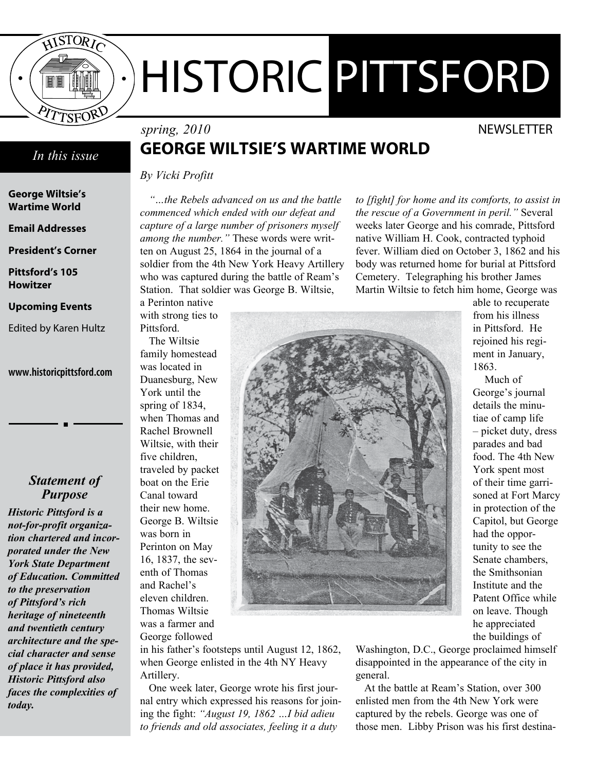# HISTORIC PITTSFORD

*spring, 2010*

NEWSLETTER

*In this issue*

**George Wiltsie's Wartime World**

**Email Addresses**

**President's Corner**

**Pittsford's 105 Howitzer**

**Upcoming Events**

Edited by Karen Hultz

**www.historicpittsford.com**

### *Statement of Purpose*

***Historic Pittsford is a not-for-profit organization chartered and incorporated under the New York State Department of Education. Committed to the preservation of Pittsford's rich heritage of nineteenth and twentieth century architecture and the special character and sense of place it has provided, Historic Pittsford also faces the complexities of today.***

## GEORGE WILTSIE'S WARTIME WORLD

*By Vicki Profitt*

*"…the Rebels advanced on us and the battle commenced which ended with our defeat and capture of a large number of prisoners myself among the number."* These words were written on August 25, 1864 in the journal of a soldier from the 4th New York Heavy Artillery who was captured during the battle of Ream's Station. That soldier was George B. Wiltsie, a Perinton native with strong ties to Pittsford.

The Wiltsie family homestead was located in Duanesburg, New York until the spring of 1834, when Thomas and Rachel Brownell Wiltsie, with their five children, traveled by packet boat on the Erie Canal toward their new home. George B. Wiltsie was born in Perinton on May 16, 1837, the seventh of Thomas and Rachel's eleven children. Thomas Wiltsie was a farmer and George followed in his father's footsteps until August 12, 1862, when George enlisted in the 4th NY Heavy Artillery.

One week later, George wrote his first journal entry which expressed his reasons for joining the fight: *"August 19, 1862 …I bid adieu to friends and old associates, feeling it a duty to [fight] for home and its comforts, to assist in the rescue of a Government in peril."* Several weeks later George and his comrade, Pittsford native William H. Cook, contracted typhoid fever. William died on October 3, 1862 and his body was returned home for burial at Pittsford Cemetery. Telegraphing his brother James Martin Wiltsie to fetch him home, George was able to recuperate from his illness in Pittsford. He rejoined his regiment in January, 1863.

Much of George's journal details the minutiae of camp life – picket duty, dress parades and bad food. The 4th New York spent most of their time garrisoned at Fort Marcy in protection of the Capitol, but George had the opportunity to see the Senate chambers, the Smithsonian Institute and the Patent Office while on leave. Though he appreciated the buildings of Washington, D.C., George proclaimed himself disappointed in the appearance of the city in general.

At the battle at Ream's Station, over 300 enlisted men from the 4th New York were captured by the rebels. George was one of those men. Libby Prison was his first destina-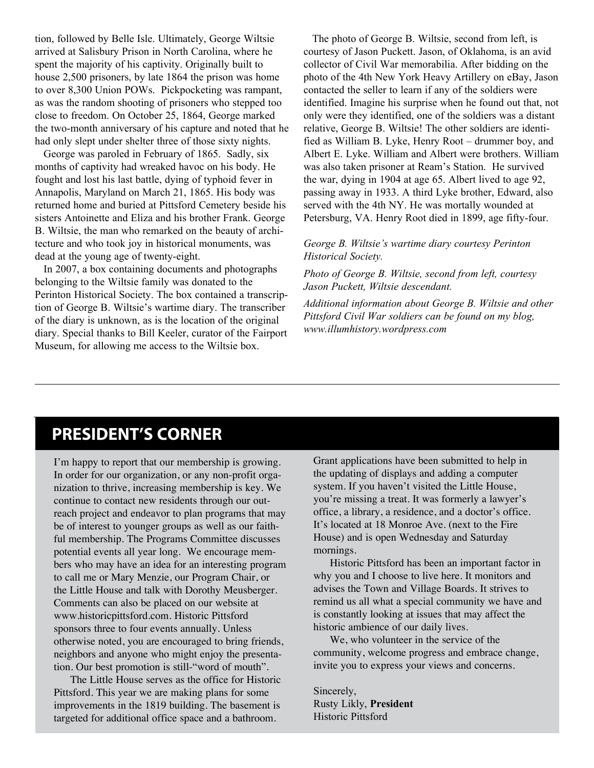tion, followed by Belle Isle. Ultimately, George Wiltsie arrived at Salisbury Prison in North Carolina, where he spent the majority of his captivity. Originally built to house 2,500 prisoners, by late 1864 the prison was home to over 8,300 Union POWs. Pickpocketing was rampant, as was the random shooting of prisoners who stepped too close to freedom. On October 25, 1864, George marked the two-month anniversary of his capture and noted that he had only slept under shelter three of those sixty nights.

George was paroled in February of 1865. Sadly, six months of captivity had wreaked havoc on his body. He fought and lost his last battle, dying of typhoid fever in Annapolis, Maryland on March 21, 1865. His body was returned home and buried at Pittsford Cemetery beside his sisters Antoinette and Eliza and his brother Frank. George B. Wiltsie, the man who remarked on the beauty of architecture and who took joy in historical monuments, was dead at the young age of twenty-eight.

In 2007, a box containing documents and photographs belonging to the Wiltsie family was donated to the Perinton Historical Society. The box contained a transcription of George B. Wiltsie's wartime diary. The transcriber of the diary is unknown, as is the location of the original diary. Special thanks to Bill Keeler, curator of the Fairport Museum, for allowing me access to the Wiltsie box.

The photo of George B. Wiltsie, second from left, is courtesy of Jason Puckett. Jason, of Oklahoma, is an avid collector of Civil War memorabilia. After bidding on the photo of the 4th New York Heavy Artillery on eBay, Jason contacted the seller to learn if any of the soldiers were identified. Imagine his surprise when he found out that, not only were they identified, one of the soldiers was a distant relative, George B. Wiltsie! The other soldiers are identified as William B. Lyke, Henry Root – drummer boy, and Albert E. Lyke. William and Albert were brothers. William was also taken prisoner at Ream's Station. He survived the war, dying in 1904 at age 65. Albert lived to age 92, passing away in 1933. A third Lyke brother, Edward, also served with the 4th NY. He was mortally wounded at Petersburg, VA. Henry Root died in 1899, age fifty-four.

*George B. Wiltsie's wartime diary courtesy Perinton Historical Society.*

*Photo of George B. Wiltsie, second from left, courtesy Jason Puckett, Wiltsie descendant.*

*Additional information about George B. Wiltsie and other Pittsford Civil War soldiers can be found on my blog, www.illumhistory.wordpress.com*

---

## PRESIDENT'S CORNER

I'm happy to report that our membership is growing. In order for our organization, or any non-profit organization to thrive, increasing membership is key. We continue to contact new residents through our outreach project and endeavor to plan programs that may be of interest to younger groups as well as our faithful membership. The Programs Committee discusses potential events all year long. We encourage members who may have an idea for an interesting program to call me or Mary Menzie, our Program Chair, or the Little House and talk with Dorothy Meusberger. Comments can also be placed on our website at www.historicpittsford.com. Historic Pittsford sponsors three to four events annually. Unless otherwise noted, you are encouraged to bring friends, neighbors and anyone who might enjoy the presentation. Our best promotion is still-"word of mouth".

The Little House serves as the office for Historic Pittsford. This year we are making plans for some improvements in the 1819 building. The basement is targeted for additional office space and a bathroom. Grant applications have been submitted to help in the updating of displays and adding a computer system. If you haven't visited the Little House, you're missing a treat. It was formerly a lawyer's office, a library, a residence, and a doctor's office. It's located at 18 Monroe Ave. (next to the Fire House) and is open Wednesday and Saturday mornings.

Historic Pittsford has been an important factor in why you and I choose to live here. It monitors and advises the Town and Village Boards. It strives to remind us all what a special community we have and is constantly looking at issues that may affect the historic ambience of our daily lives.

We, who volunteer in the service of the community, welcome progress and embrace change, invite you to express your views and concerns.

Sincerely,
Rusty Likly, **President**
Historic Pittsford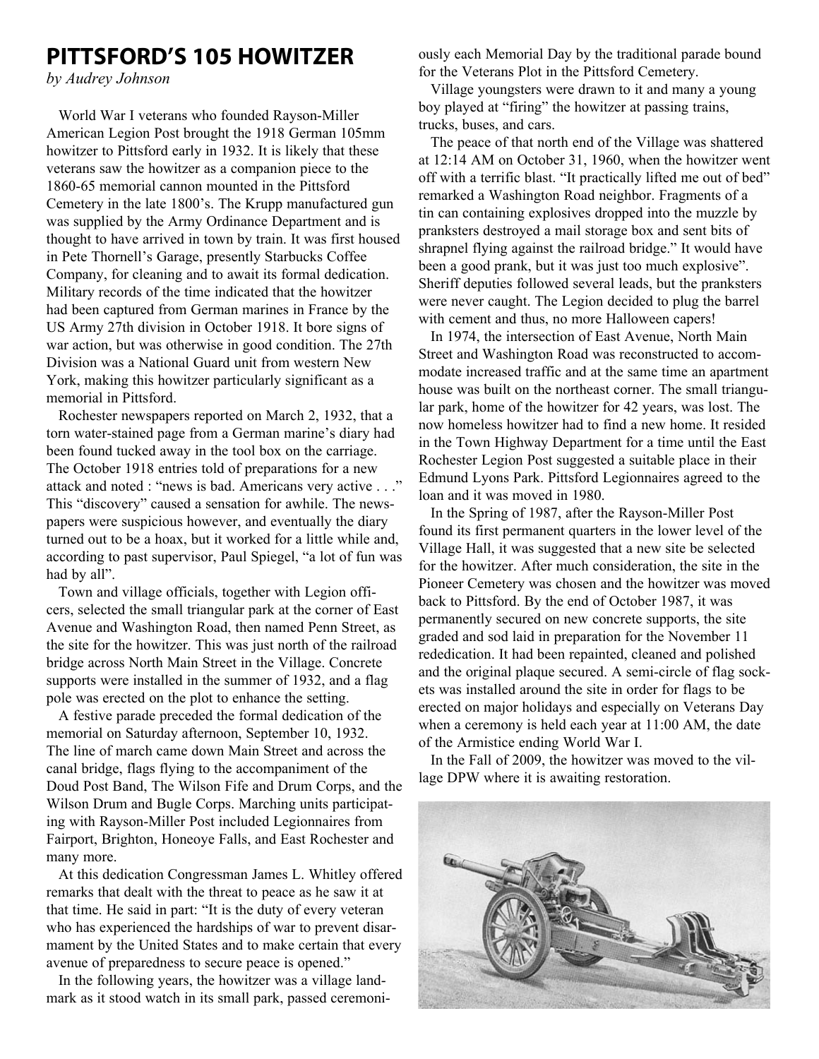# PITTSFORD'S 105 HOWITZER

*by Audrey Johnson*

World War I veterans who founded Rayson-Miller American Legion Post brought the 1918 German 105mm howitzer to Pittsford early in 1932. It is likely that these veterans saw the howitzer as a companion piece to the 1860-65 memorial cannon mounted in the Pittsford Cemetery in the late 1800's. The Krupp manufactured gun was supplied by the Army Ordinance Department and is thought to have arrived in town by train. It was first housed in Pete Thornell's Garage, presently Starbucks Coffee Company, for cleaning and to await its formal dedication. Military records of the time indicated that the howitzer had been captured from German marines in France by the US Army 27th division in October 1918. It bore signs of war action, but was otherwise in good condition. The 27th Division was a National Guard unit from western New York, making this howitzer particularly significant as a memorial in Pittsford.

Rochester newspapers reported on March 2, 1932, that a torn water-stained page from a German marine's diary had been found tucked away in the tool box on the carriage. The October 1918 entries told of preparations for a new attack and noted : "news is bad. Americans very active . . ." This "discovery" caused a sensation for awhile. The newspapers were suspicious however, and eventually the diary turned out to be a hoax, but it worked for a little while and, according to past supervisor, Paul Spiegel, "a lot of fun was had by all".

Town and village officials, together with Legion officers, selected the small triangular park at the corner of East Avenue and Washington Road, then named Penn Street, as the site for the howitzer. This was just north of the railroad bridge across North Main Street in the Village. Concrete supports were installed in the summer of 1932, and a flag pole was erected on the plot to enhance the setting.

A festive parade preceded the formal dedication of the memorial on Saturday afternoon, September 10, 1932. The line of march came down Main Street and across the canal bridge, flags flying to the accompaniment of the Doud Post Band, The Wilson Fife and Drum Corps, and the Wilson Drum and Bugle Corps. Marching units participating with Rayson-Miller Post included Legionnaires from Fairport, Brighton, Honeoye Falls, and East Rochester and many more.

At this dedication Congressman James L. Whitley offered remarks that dealt with the threat to peace as he saw it at that time. He said in part: "It is the duty of every veteran who has experienced the hardships of war to prevent disarmament by the United States and to make certain that every avenue of preparedness to secure peace is opened."

In the following years, the howitzer was a village landmark as it stood watch in its small park, passed ceremoniously each Memorial Day by the traditional parade bound for the Veterans Plot in the Pittsford Cemetery.

Village youngsters were drawn to it and many a young boy played at "firing" the howitzer at passing trains, trucks, buses, and cars.

The peace of that north end of the Village was shattered at 12:14 AM on October 31, 1960, when the howitzer went off with a terrific blast. "It practically lifted me out of bed" remarked a Washington Road neighbor. Fragments of a tin can containing explosives dropped into the muzzle by pranksters destroyed a mail storage box and sent bits of shrapnel flying against the railroad bridge." It would have been a good prank, but it was just too much explosive". Sheriff deputies followed several leads, but the pranksters were never caught. The Legion decided to plug the barrel with cement and thus, no more Halloween capers!

In 1974, the intersection of East Avenue, North Main Street and Washington Road was reconstructed to accommodate increased traffic and at the same time an apartment house was built on the northeast corner. The small triangular park, home of the howitzer for 42 years, was lost. The now homeless howitzer had to find a new home. It resided in the Town Highway Department for a time until the East Rochester Legion Post suggested a suitable place in their Edmund Lyons Park. Pittsford Legionnaires agreed to the loan and it was moved in 1980.

In the Spring of 1987, after the Rayson-Miller Post found its first permanent quarters in the lower level of the Village Hall, it was suggested that a new site be selected for the howitzer. After much consideration, the site in the Pioneer Cemetery was chosen and the howitzer was moved back to Pittsford. By the end of October 1987, it was permanently secured on new concrete supports, the site graded and sod laid in preparation for the November 11 rededication. It had been repainted, cleaned and polished and the original plaque secured. A semi-circle of flag sockets was installed around the site in order for flags to be erected on major holidays and especially on Veterans Day when a ceremony is held each year at 11:00 AM, the date of the Armistice ending World War I.

In the Fall of 2009, the howitzer was moved to the village DPW where it is awaiting restoration.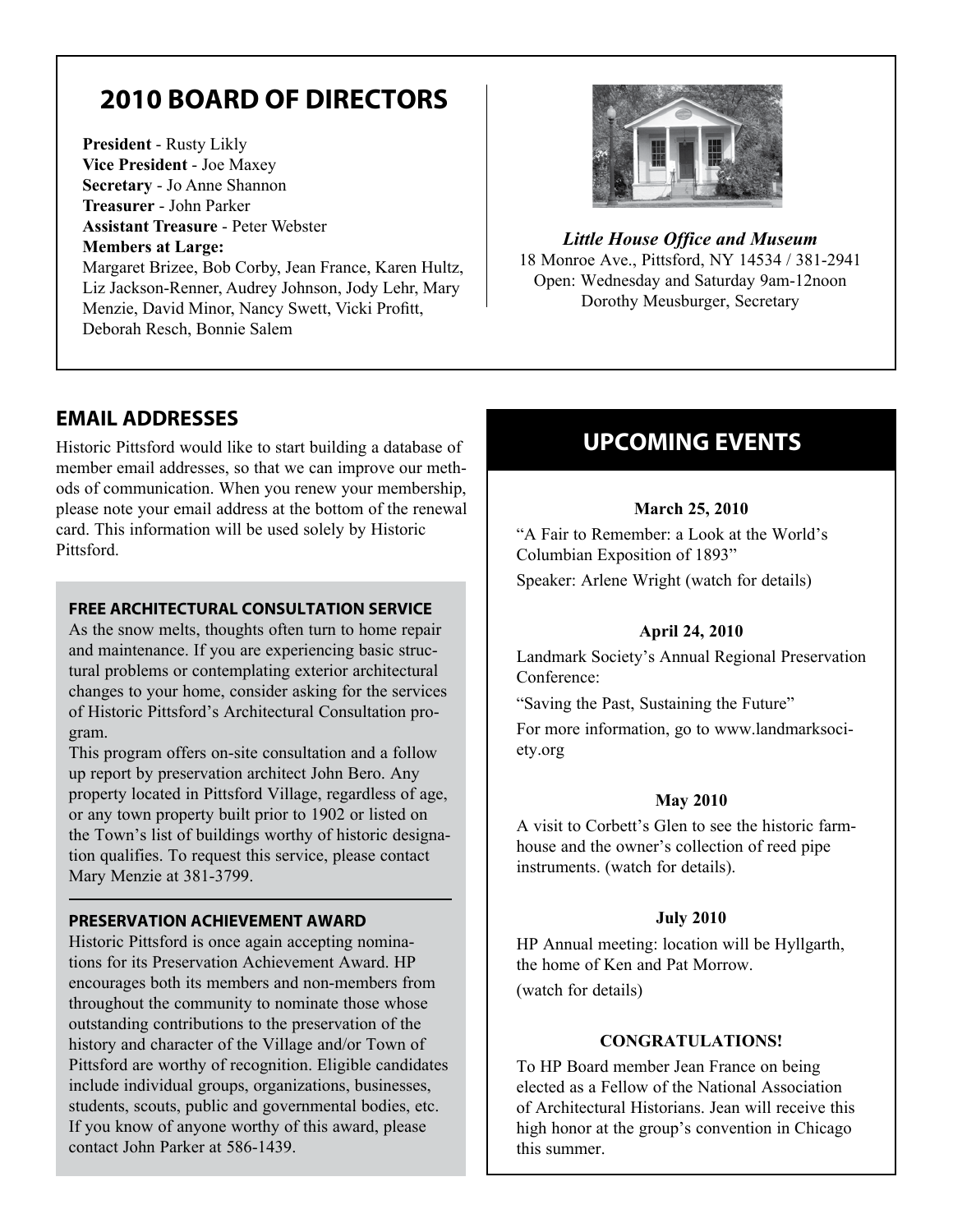## 2010 BOARD OF DIRECTORS

**President** - Rusty Likly
**Vice President** - Joe Maxey
**Secretary** - Jo Anne Shannon
**Treasurer** - John Parker
**Assistant Treasure** - Peter Webster
**Members at Large:**
Margaret Brizee, Bob Corby, Jean France, Karen Hultz, Liz Jackson-Renner, Audrey Johnson, Jody Lehr, Mary Menzie, David Minor, Nancy Swett, Vicki Profitt, Deborah Resch, Bonnie Salem

***Little House Office and Museum***
18 Monroe Ave., Pittsford, NY 14534 / 381-2941
Open: Wednesday and Saturday 9am-12noon
Dorothy Meusburger, Secretary

## EMAIL ADDRESSES

Historic Pittsford would like to start building a database of member email addresses, so that we can improve our methods of communication. When you renew your membership, please note your email address at the bottom of the renewal card. This information will be used solely by Historic Pittsford.

### FREE ARCHITECTURAL CONSULTATION SERVICE

As the snow melts, thoughts often turn to home repair and maintenance. If you are experiencing basic structural problems or contemplating exterior architectural changes to your home, consider asking for the services of Historic Pittsford's Architectural Consultation program.

This program offers on-site consultation and a follow up report by preservation architect John Bero. Any property located in Pittsford Village, regardless of age, or any town property built prior to 1902 or listed on the Town's list of buildings worthy of historic designation qualifies. To request this service, please contact Mary Menzie at 381-3799.

### PRESERVATION ACHIEVEMENT AWARD

Historic Pittsford is once again accepting nominations for its Preservation Achievement Award. HP encourages both its members and non-members from throughout the community to nominate those whose outstanding contributions to the preservation of the history and character of the Village and/or Town of Pittsford are worthy of recognition. Eligible candidates include individual groups, organizations, businesses, students, scouts, public and governmental bodies, etc. If you know of anyone worthy of this award, please contact John Parker at 586-1439.

## UPCOMING EVENTS

**March 25, 2010**

"A Fair to Remember: a Look at the World's Columbian Exposition of 1893"

Speaker: Arlene Wright (watch for details)

**April 24, 2010**

Landmark Society's Annual Regional Preservation Conference:

"Saving the Past, Sustaining the Future"

For more information, go to www.landmarksociety.org

**May 2010**

A visit to Corbett's Glen to see the historic farmhouse and the owner's collection of reed pipe instruments. (watch for details).

**July 2010**

HP Annual meeting: location will be Hyllgarth, the home of Ken and Pat Morrow.

(watch for details)

**CONGRATULATIONS!**

To HP Board member Jean France on being elected as a Fellow of the National Association of Architectural Historians. Jean will receive this high honor at the group's convention in Chicago this summer.